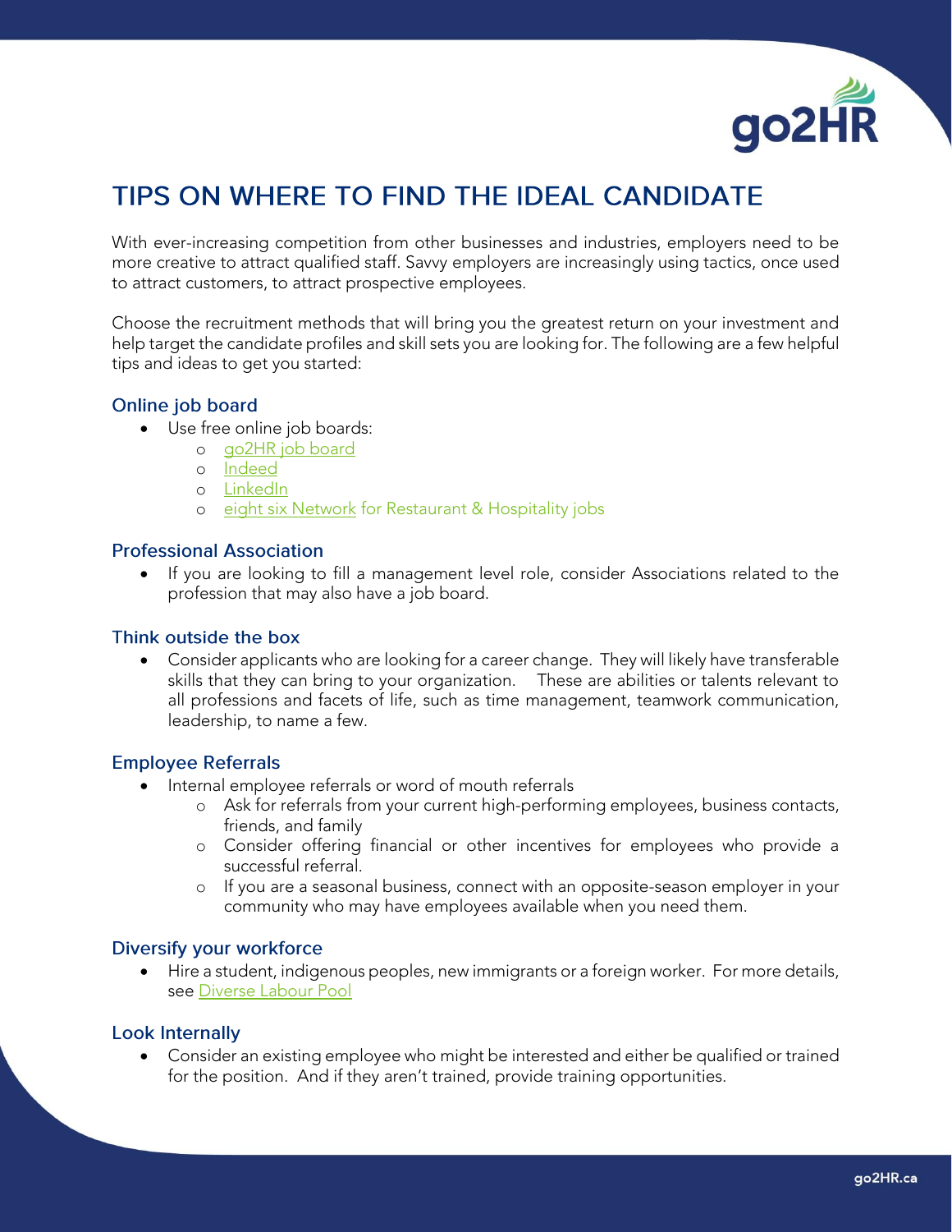# TIPS ON WHERE TO FIND THE IDEAL CANDIDATE

With ever-increasing competition from other businesses and industries, employers need to be more creative to attract qualified staff. Savvy employers are increasingly using tactics, once used to attract customers, to attract prospective employees.

Choose the recruitment methods that will bring you the greatest return on your investment and help target the candidate profiles and skill sets you are looking for. The following are a few helpful tips and ideas to get you started:

## Online job board

- Use free online job boards:
  - go2HR job board
  - Indeed
  - LinkedIn
  - eight six Network for Restaurant & Hospitality jobs

## Professional Association

- If you are looking to fill a management level role, consider Associations related to the profession that may also have a job board.

## Think outside the box

- Consider applicants who are looking for a career change. They will likely have transferable skills that they can bring to your organization. These are abilities or talents relevant to all professions and facets of life, such as time management, teamwork communication, leadership, to name a few.

## Employee Referrals

- Internal employee referrals or word of mouth referrals
  - Ask for referrals from your current high-performing employees, business contacts, friends, and family
  - Consider offering financial or other incentives for employees who provide a successful referral.
  - If you are a seasonal business, connect with an opposite-season employer in your community who may have employees available when you need them.

## Diversify your workforce

- Hire a student, indigenous peoples, new immigrants or a foreign worker. For more details, see Diverse Labour Pool

## Look Internally

- Consider an existing employee who might be interested and either be qualified or trained for the position. And if they aren't trained, provide training opportunities.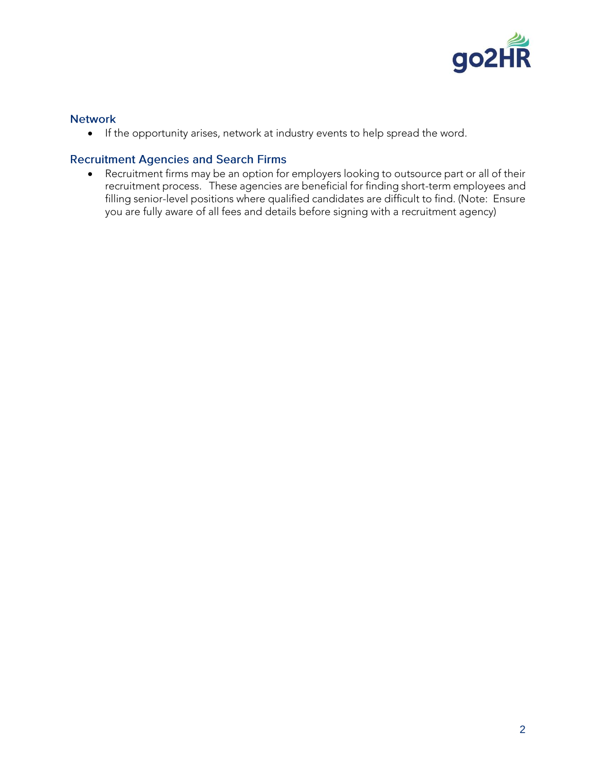### Network

- If the opportunity arises, network at industry events to help spread the word.

### Recruitment Agencies and Search Firms

- Recruitment firms may be an option for employers looking to outsource part or all of their recruitment process. These agencies are beneficial for finding short-term employees and filling senior-level positions where qualified candidates are difficult to find. (Note: Ensure you are fully aware of all fees and details before signing with a recruitment agency)